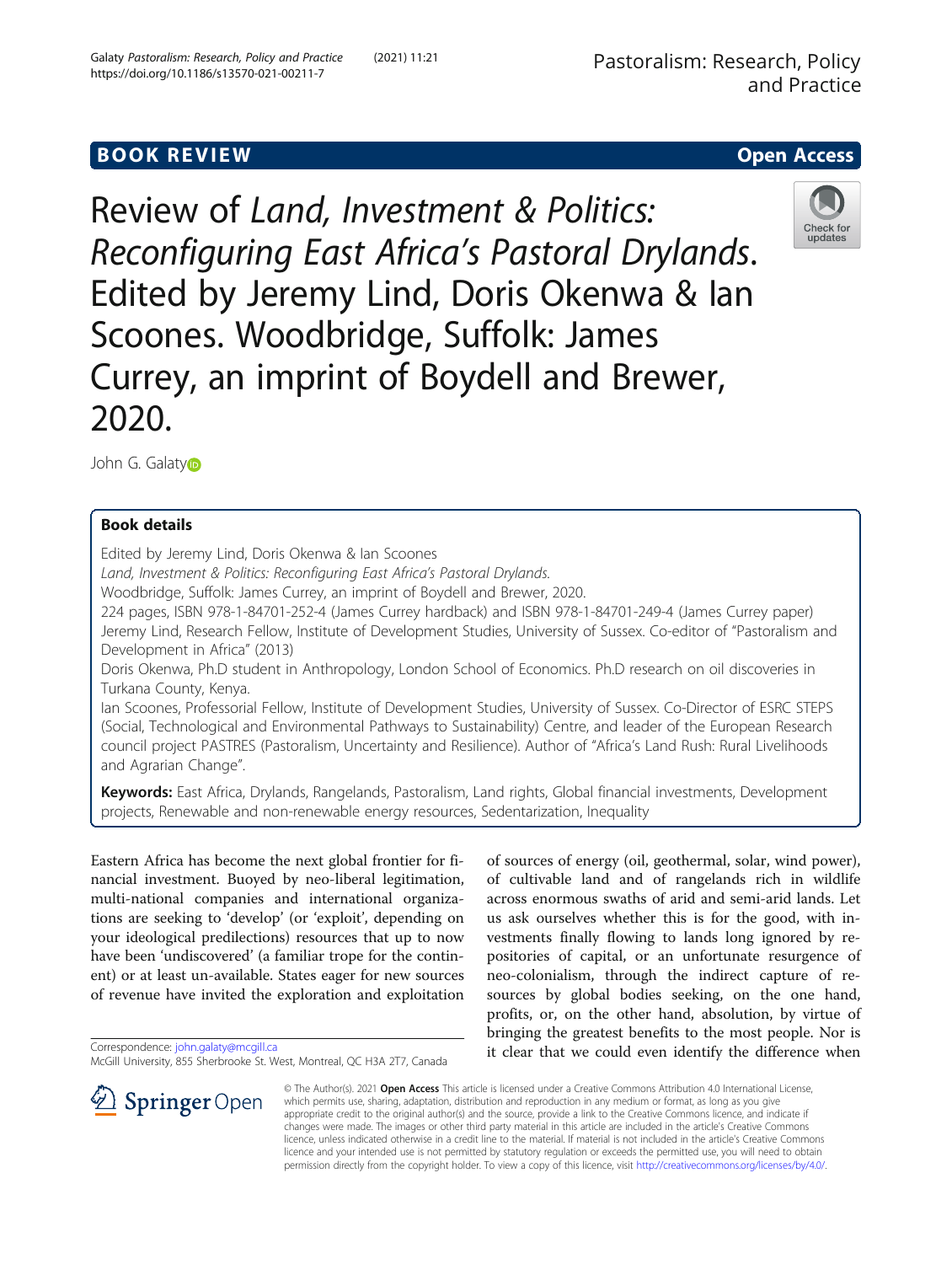BOOK REVIEW

Open Access

# Review of *Land, Investment & Politics: Reconfiguring East Africa's Pastoral Drylands*. Edited by Jeremy Lind, Doris Okenwa & Ian Scoones. Woodbridge, Suffolk: James Currey, an imprint of Boydell and Brewer, 2020.

John G. Galaty

## Book details

Edited by Jeremy Lind, Doris Okenwa & Ian Scoones

*Land, Investment & Politics: Reconfiguring East Africa's Pastoral Drylands.*

Woodbridge, Suffolk: James Currey, an imprint of Boydell and Brewer, 2020.

224 pages, ISBN 978-1-84701-252-4 (James Currey hardback) and ISBN 978-1-84701-249-4 (James Currey paper)

Jeremy Lind, Research Fellow, Institute of Development Studies, University of Sussex. Co-editor of "Pastoralism and Development in Africa" (2013)

Doris Okenwa, Ph.D student in Anthropology, London School of Economics. Ph.D research on oil discoveries in Turkana County, Kenya.

Ian Scoones, Professorial Fellow, Institute of Development Studies, University of Sussex. Co-Director of ESRC STEPS (Social, Technological and Environmental Pathways to Sustainability) Centre, and leader of the European Research council project PASTRES (Pastoralism, Uncertainty and Resilience). Author of "Africa's Land Rush: Rural Livelihoods and Agrarian Change".

**Keywords:** East Africa, Drylands, Rangelands, Pastoralism, Land rights, Global financial investments, Development projects, Renewable and non-renewable energy resources, Sedentarization, Inequality

Eastern Africa has become the next global frontier for financial investment. Buoyed by neo-liberal legitimation, multi-national companies and international organizations are seeking to 'develop' (or 'exploit', depending on your ideological predilections) resources that up to now have been 'undiscovered' (a familiar trope for the continent) or at least un-available. States eager for new sources of revenue have invited the exploration and exploitation of sources of energy (oil, geothermal, solar, wind power), of cultivable land and of rangelands rich in wildlife across enormous swaths of arid and semi-arid lands. Let us ask ourselves whether this is for the good, with investments finally flowing to lands long ignored by repositories of capital, or an unfortunate resurgence of neo-colonialism, through the indirect capture of resources by global bodies seeking, on the one hand, profits, or, on the other hand, absolution, by virtue of bringing the greatest benefits to the most people. Nor is it clear that we could even identify the difference when

Correspondence: john.galaty@mcgill.ca
McGill University, 855 Sherbrooke St. West, Montreal, QC H3A 2T7, Canada

© The Author(s). 2021 **Open Access** This article is licensed under a Creative Commons Attribution 4.0 International License, which permits use, sharing, adaptation, distribution and reproduction in any medium or format, as long as you give appropriate credit to the original author(s) and the source, provide a link to the Creative Commons licence, and indicate if changes were made. The images or other third party material in this article are included in the article's Creative Commons licence, unless indicated otherwise in a credit line to the material. If material is not included in the article's Creative Commons licence and your intended use is not permitted by statutory regulation or exceeds the permitted use, you will need to obtain permission directly from the copyright holder. To view a copy of this licence, visit http://creativecommons.org/licenses/by/4.0/.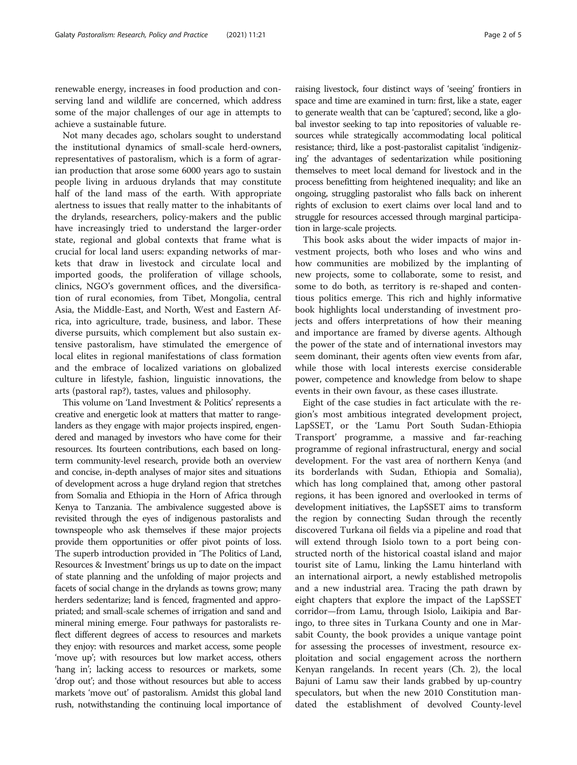renewable energy, increases in food production and conserving land and wildlife are concerned, which address some of the major challenges of our age in attempts to achieve a sustainable future.

Not many decades ago, scholars sought to understand the institutional dynamics of small-scale herd-owners, representatives of pastoralism, which is a form of agrarian production that arose some 6000 years ago to sustain people living in arduous drylands that may constitute half of the land mass of the earth. With appropriate alertness to issues that really matter to the inhabitants of the drylands, researchers, policy-makers and the public have increasingly tried to understand the larger-order state, regional and global contexts that frame what is crucial for local land users: expanding networks of markets that draw in livestock and circulate local and imported goods, the proliferation of village schools, clinics, NGO's government offices, and the diversification of rural economies, from Tibet, Mongolia, central Asia, the Middle-East, and North, West and Eastern Africa, into agriculture, trade, business, and labor. These diverse pursuits, which complement but also sustain extensive pastoralism, have stimulated the emergence of local elites in regional manifestations of class formation and the embrace of localized variations on globalized culture in lifestyle, fashion, linguistic innovations, the arts (pastoral rap?), tastes, values and philosophy.

This volume on 'Land Investment & Politics' represents a creative and energetic look at matters that matter to rangelanders as they engage with major projects inspired, engendered and managed by investors who have come for their resources. Its fourteen contributions, each based on long-term community-level research, provide both an overview and concise, in-depth analyses of major sites and situations of development across a huge dryland region that stretches from Somalia and Ethiopia in the Horn of Africa through Kenya to Tanzania. The ambivalence suggested above is revisited through the eyes of indigenous pastoralists and townspeople who ask themselves if these major projects provide them opportunities or offer pivot points of loss. The superb introduction provided in 'The Politics of Land, Resources & Investment' brings us up to date on the impact of state planning and the unfolding of major projects and facets of social change in the drylands as towns grow; many herders sedentarize; land is fenced, fragmented and appropriated; and small-scale schemes of irrigation and sand and mineral mining emerge. Four pathways for pastoralists reflect different degrees of access to resources and markets they enjoy: with resources and market access, some people 'move up'; with resources but low market access, others 'hang in'; lacking access to resources or markets, some 'drop out'; and those without resources but able to access markets 'move out' of pastoralism. Amidst this global land rush, notwithstanding the continuing local importance of raising livestock, four distinct ways of 'seeing' frontiers in space and time are examined in turn: first, like a state, eager to generate wealth that can be 'captured'; second, like a global investor seeking to tap into repositories of valuable resources while strategically accommodating local political resistance; third, like a post-pastoralist capitalist 'indigenizing' the advantages of sedentarization while positioning themselves to meet local demand for livestock and in the process benefitting from heightened inequality; and like an ongoing, struggling pastoralist who falls back on inherent rights of exclusion to exert claims over local land and to struggle for resources accessed through marginal participation in large-scale projects.

This book asks about the wider impacts of major investment projects, both who loses and who wins and how communities are mobilized by the implanting of new projects, some to collaborate, some to resist, and some to do both, as territory is re-shaped and contentious politics emerge. This rich and highly informative book highlights local understanding of investment projects and offers interpretations of how their meaning and importance are framed by diverse agents. Although the power of the state and of international investors may seem dominant, their agents often view events from afar, while those with local interests exercise considerable power, competence and knowledge from below to shape events in their own favour, as these cases illustrate.

Eight of the case studies in fact articulate with the region's most ambitious integrated development project, LapSSET, or the 'Lamu Port South Sudan-Ethiopia Transport' programme, a massive and far-reaching programme of regional infrastructural, energy and social development. For the vast area of northern Kenya (and its borderlands with Sudan, Ethiopia and Somalia), which has long complained that, among other pastoral regions, it has been ignored and overlooked in terms of development initiatives, the LapSSET aims to transform the region by connecting Sudan through the recently discovered Turkana oil fields via a pipeline and road that will extend through Isiolo town to a port being constructed north of the historical coastal island and major tourist site of Lamu, linking the Lamu hinterland with an international airport, a newly established metropolis and a new industrial area. Tracing the path drawn by eight chapters that explore the impact of the LapSSET corridor—from Lamu, through Isiolo, Laikipia and Baringo, to three sites in Turkana County and one in Marsabit County, the book provides a unique vantage point for assessing the processes of investment, resource exploitation and social engagement across the northern Kenyan rangelands. In recent years (Ch. 2), the local Bajuni of Lamu saw their lands grabbed by up-country speculators, but when the new 2010 Constitution mandated the establishment of devolved County-level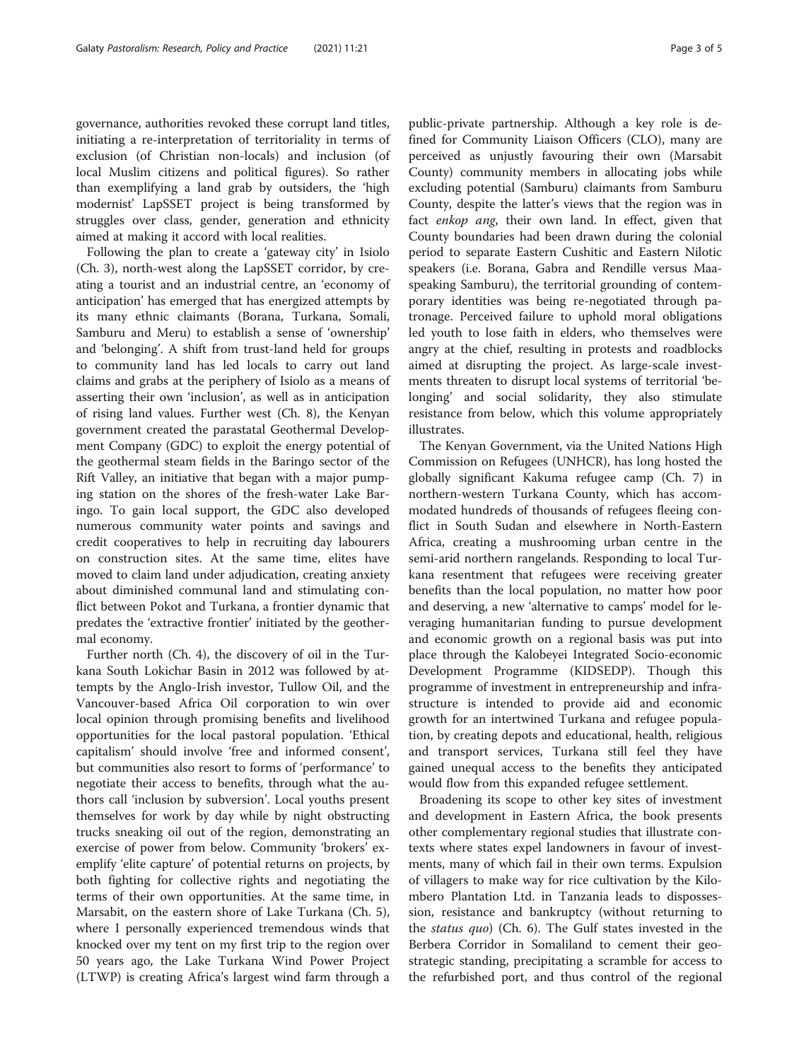governance, authorities revoked these corrupt land titles, initiating a re-interpretation of territoriality in terms of exclusion (of Christian non-locals) and inclusion (of local Muslim citizens and political figures). So rather than exemplifying a land grab by outsiders, the 'high modernist' LapSSET project is being transformed by struggles over class, gender, generation and ethnicity aimed at making it accord with local realities.

Following the plan to create a 'gateway city' in Isiolo (Ch. 3), north-west along the LapSSET corridor, by creating a tourist and an industrial centre, an 'economy of anticipation' has emerged that has energized attempts by its many ethnic claimants (Borana, Turkana, Somali, Samburu and Meru) to establish a sense of 'ownership' and 'belonging'. A shift from trust-land held for groups to community land has led locals to carry out land claims and grabs at the periphery of Isiolo as a means of asserting their own 'inclusion', as well as in anticipation of rising land values. Further west (Ch. 8), the Kenyan government created the parastatal Geothermal Development Company (GDC) to exploit the energy potential of the geothermal steam fields in the Baringo sector of the Rift Valley, an initiative that began with a major pumping station on the shores of the fresh-water Lake Baringo. To gain local support, the GDC also developed numerous community water points and savings and credit cooperatives to help in recruiting day labourers on construction sites. At the same time, elites have moved to claim land under adjudication, creating anxiety about diminished communal land and stimulating conflict between Pokot and Turkana, a frontier dynamic that predates the 'extractive frontier' initiated by the geothermal economy.

Further north (Ch. 4), the discovery of oil in the Turkana South Lokichar Basin in 2012 was followed by attempts by the Anglo-Irish investor, Tullow Oil, and the Vancouver-based Africa Oil corporation to win over local opinion through promising benefits and livelihood opportunities for the local pastoral population. 'Ethical capitalism' should involve 'free and informed consent', but communities also resort to forms of 'performance' to negotiate their access to benefits, through what the authors call 'inclusion by subversion'. Local youths present themselves for work by day while by night obstructing trucks sneaking oil out of the region, demonstrating an exercise of power from below. Community 'brokers' exemplify 'elite capture' of potential returns on projects, by both fighting for collective rights and negotiating the terms of their own opportunities. At the same time, in Marsabit, on the eastern shore of Lake Turkana (Ch. 5), where I personally experienced tremendous winds that knocked over my tent on my first trip to the region over 50 years ago, the Lake Turkana Wind Power Project (LTWP) is creating Africa's largest wind farm through a public-private partnership. Although a key role is defined for Community Liaison Officers (CLO), many are perceived as unjustly favouring their own (Marsabit County) community members in allocating jobs while excluding potential (Samburu) claimants from Samburu County, despite the latter's views that the region was in fact *enkop ang*, their own land. In effect, given that County boundaries had been drawn during the colonial period to separate Eastern Cushitic and Eastern Nilotic speakers (i.e. Borana, Gabra and Rendille versus Maa-speaking Samburu), the territorial grounding of contemporary identities was being re-negotiated through patronage. Perceived failure to uphold moral obligations led youth to lose faith in elders, who themselves were angry at the chief, resulting in protests and roadblocks aimed at disrupting the project. As large-scale investments threaten to disrupt local systems of territorial 'belonging' and social solidarity, they also stimulate resistance from below, which this volume appropriately illustrates.

The Kenyan Government, via the United Nations High Commission on Refugees (UNHCR), has long hosted the globally significant Kakuma refugee camp (Ch. 7) in northern-western Turkana County, which has accommodated hundreds of thousands of refugees fleeing conflict in South Sudan and elsewhere in North-Eastern Africa, creating a mushrooming urban centre in the semi-arid northern rangelands. Responding to local Turkana resentment that refugees were receiving greater benefits than the local population, no matter how poor and deserving, a new 'alternative to camps' model for leveraging humanitarian funding to pursue development and economic growth on a regional basis was put into place through the Kalobeyei Integrated Socio-economic Development Programme (KIDSEDP). Though this programme of investment in entrepreneurship and infrastructure is intended to provide aid and economic growth for an intertwined Turkana and refugee population, by creating depots and educational, health, religious and transport services, Turkana still feel they have gained unequal access to the benefits they anticipated would flow from this expanded refugee settlement.

Broadening its scope to other key sites of investment and development in Eastern Africa, the book presents other complementary regional studies that illustrate contexts where states expel landowners in favour of investments, many of which fail in their own terms. Expulsion of villagers to make way for rice cultivation by the Kilombero Plantation Ltd. in Tanzania leads to dispossession, resistance and bankruptcy (without returning to the *status quo*) (Ch. 6). The Gulf states invested in the Berbera Corridor in Somaliland to cement their geostrategic standing, precipitating a scramble for access to the refurbished port, and thus control of the regional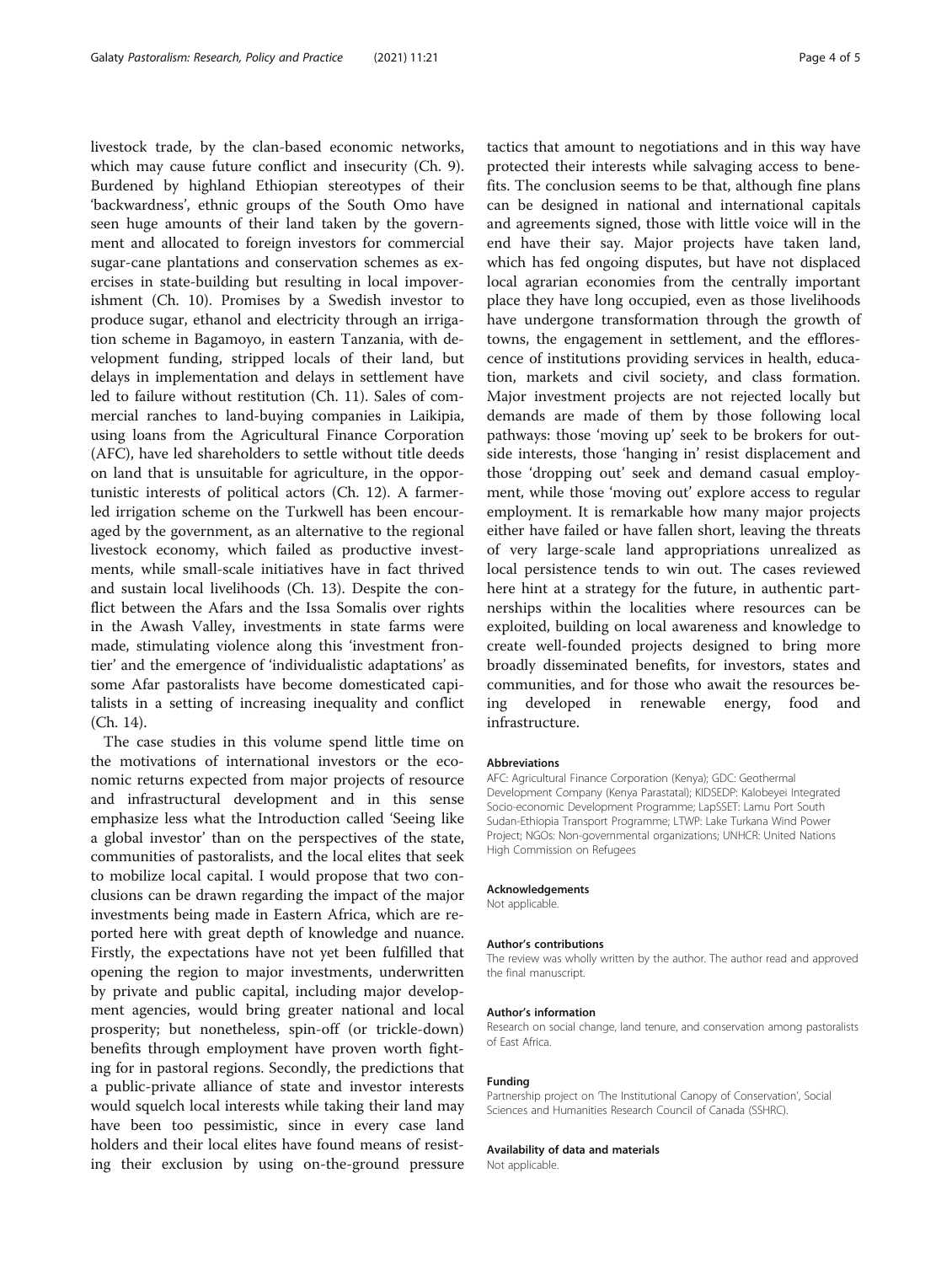livestock trade, by the clan-based economic networks, which may cause future conflict and insecurity (Ch. 9). Burdened by highland Ethiopian stereotypes of their 'backwardness', ethnic groups of the South Omo have seen huge amounts of their land taken by the government and allocated to foreign investors for commercial sugar-cane plantations and conservation schemes as exercises in state-building but resulting in local impoverishment (Ch. 10). Promises by a Swedish investor to produce sugar, ethanol and electricity through an irrigation scheme in Bagamoyo, in eastern Tanzania, with development funding, stripped locals of their land, but delays in implementation and delays in settlement have led to failure without restitution (Ch. 11). Sales of commercial ranches to land-buying companies in Laikipia, using loans from the Agricultural Finance Corporation (AFC), have led shareholders to settle without title deeds on land that is unsuitable for agriculture, in the opportunistic interests of political actors (Ch. 12). A farmer-led irrigation scheme on the Turkwell has been encouraged by the government, as an alternative to the regional livestock economy, which failed as productive investments, while small-scale initiatives have in fact thrived and sustain local livelihoods (Ch. 13). Despite the conflict between the Afars and the Issa Somalis over rights in the Awash Valley, investments in state farms were made, stimulating violence along this 'investment frontier' and the emergence of 'individualistic adaptations' as some Afar pastoralists have become domesticated capitalists in a setting of increasing inequality and conflict (Ch. 14).

The case studies in this volume spend little time on the motivations of international investors or the economic returns expected from major projects of resource and infrastructural development and in this sense emphasize less what the Introduction called 'Seeing like a global investor' than on the perspectives of the state, communities of pastoralists, and the local elites that seek to mobilize local capital. I would propose that two conclusions can be drawn regarding the impact of the major investments being made in Eastern Africa, which are reported here with great depth of knowledge and nuance. Firstly, the expectations have not yet been fulfilled that opening the region to major investments, underwritten by private and public capital, including major development agencies, would bring greater national and local prosperity; but nonetheless, spin-off (or trickle-down) benefits through employment have proven worth fighting for in pastoral regions. Secondly, the predictions that a public-private alliance of state and investor interests would squelch local interests while taking their land may have been too pessimistic, since in every case land holders and their local elites have found means of resisting their exclusion by using on-the-ground pressure tactics that amount to negotiations and in this way have protected their interests while salvaging access to benefits. The conclusion seems to be that, although fine plans can be designed in national and international capitals and agreements signed, those with little voice will in the end have their say. Major projects have taken land, which has fed ongoing disputes, but have not displaced local agrarian economies from the centrally important place they have long occupied, even as those livelihoods have undergone transformation through the growth of towns, the engagement in settlement, and the efflorescence of institutions providing services in health, education, markets and civil society, and class formation. Major investment projects are not rejected locally but demands are made of them by those following local pathways: those 'moving up' seek to be brokers for outside interests, those 'hanging in' resist displacement and those 'dropping out' seek and demand casual employment, while those 'moving out' explore access to regular employment. It is remarkable how many major projects either have failed or have fallen short, leaving the threats of very large-scale land appropriations unrealized as local persistence tends to win out. The cases reviewed here hint at a strategy for the future, in authentic partnerships within the localities where resources can be exploited, building on local awareness and knowledge to create well-founded projects designed to bring more broadly disseminated benefits, for investors, states and communities, and for those who await the resources being developed in renewable energy, food and infrastructure.

#### Abbreviations

AFC: Agricultural Finance Corporation (Kenya); GDC: Geothermal Development Company (Kenya Parastatal); KIDSEDP: Kalobeyei Integrated Socio-economic Development Programme; LapSSET: Lamu Port South Sudan-Ethiopia Transport Programme; LTWP: Lake Turkana Wind Power Project; NGOs: Non-governmental organizations; UNHCR: United Nations High Commission on Refugees

#### Acknowledgements

Not applicable.

#### Author's contributions

The review was wholly written by the author. The author read and approved the final manuscript.

#### Author's information

Research on social change, land tenure, and conservation among pastoralists of East Africa.

#### Funding

Partnership project on 'The Institutional Canopy of Conservation', Social Sciences and Humanities Research Council of Canada (SSHRC).

#### Availability of data and materials

Not applicable.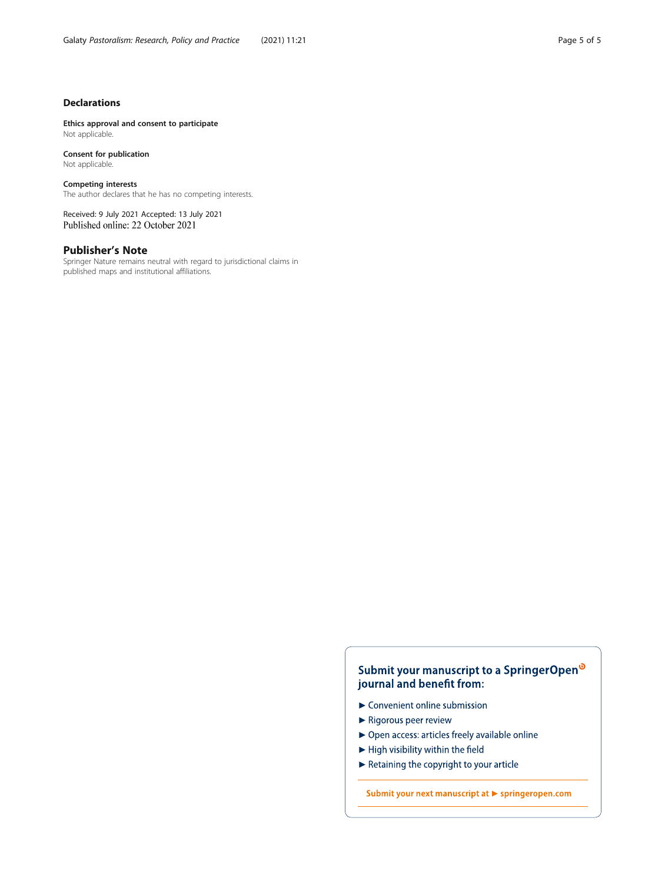## Declarations

**Ethics approval and consent to participate**
Not applicable.

**Consent for publication**
Not applicable.

**Competing interests**
The author declares that he has no competing interests.

Received: 9 July 2021 Accepted: 13 July 2021
Published online: 22 October 2021

## Publisher's Note

Springer Nature remains neutral with regard to jurisdictional claims in published maps and institutional affiliations.

**Submit your manuscript to a SpringerOpen journal and benefit from:**

- ► Convenient online submission
- ► Rigorous peer review
- ► Open access: articles freely available online
- ► High visibility within the field
- ► Retaining the copyright to your article

**Submit your next manuscript at ► springeropen.com**